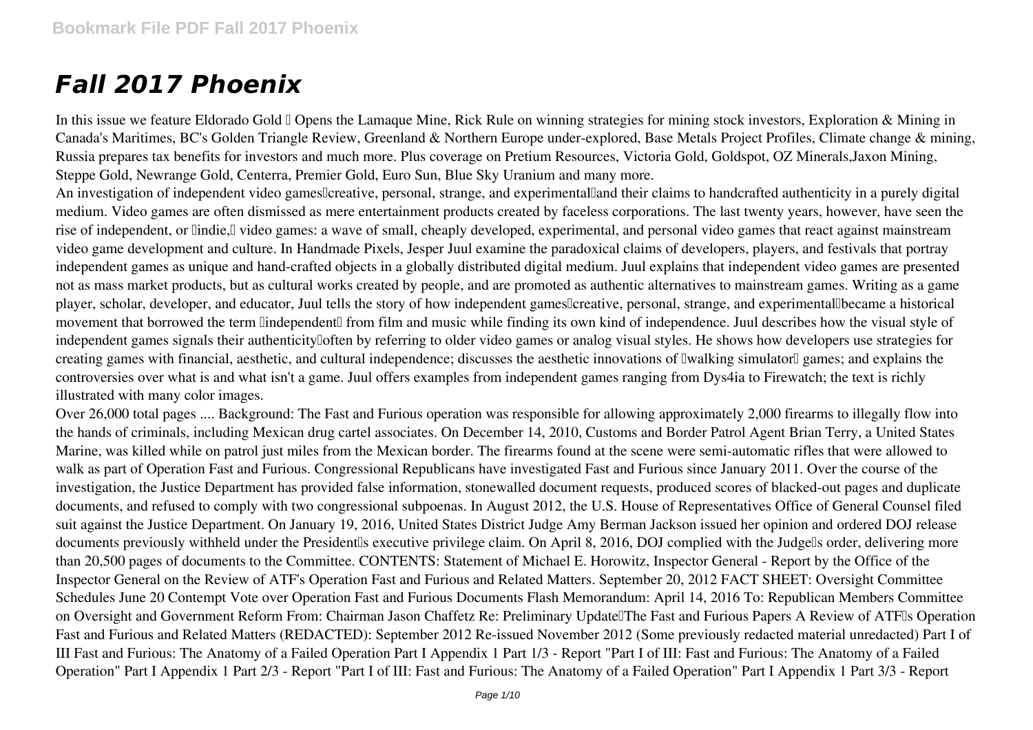# *Fall 2017 Phoenix*

In this issue we feature Eldorado Gold  Opens the Lamaque Mine, Rick Rule on winning strategies for mining stock investors, Exploration & Mining in Canada's Maritimes, BC's Golden Triangle Review, Greenland & Northern Europe under-explored, Base Metals Project Profiles, Climate change & mining, Russia prepares tax benefits for investors and much more. Plus coverage on Pretium Resources, Victoria Gold, Goldspot, OZ Minerals,Jaxon Mining, Steppe Gold, Newrange Gold, Centerra, Premier Gold, Euro Sun, Blue Sky Uranium and many more.

An investigation of independent video gamescreative, personal, strange, and experimentaland their claims to handcrafted authenticity in a purely digital medium. Video games are often dismissed as mere entertainment products created by faceless corporations. The last twenty years, however, have seen the rise of independent, or indie, video games: a wave of small, cheaply developed, experimental, and personal video games that react against mainstream video game development and culture. In Handmade Pixels, Jesper Juul examine the paradoxical claims of developers, players, and festivals that portray independent games as unique and hand-crafted objects in a globally distributed digital medium. Juul explains that independent video games are presented not as mass market products, but as cultural works created by people, and are promoted as authentic alternatives to mainstream games. Writing as a game player, scholar, developer, and educator, Juul tells the story of how independent gamescreative, personal, strange, and experimentalbecame a historical movement that borrowed the term independent from film and music while finding its own kind of independence. Juul describes how the visual style of independent games signals their authenticityoften by referring to older video games or analog visual styles. He shows how developers use strategies for creating games with financial, aesthetic, and cultural independence; discusses the aesthetic innovations of walking simulator games; and explains the controversies over what is and what isn't a game. Juul offers examples from independent games ranging from Dys4ia to Firewatch; the text is richly illustrated with many color images.

Over 26,000 total pages .... Background: The Fast and Furious operation was responsible for allowing approximately 2,000 firearms to illegally flow into the hands of criminals, including Mexican drug cartel associates. On December 14, 2010, Customs and Border Patrol Agent Brian Terry, a United States Marine, was killed while on patrol just miles from the Mexican border. The firearms found at the scene were semi-automatic rifles that were allowed to walk as part of Operation Fast and Furious. Congressional Republicans have investigated Fast and Furious since January 2011. Over the course of the investigation, the Justice Department has provided false information, stonewalled document requests, produced scores of blacked-out pages and duplicate documents, and refused to comply with two congressional subpoenas. In August 2012, the U.S. House of Representatives Office of General Counsel filed suit against the Justice Department. On January 19, 2016, United States District Judge Amy Berman Jackson issued her opinion and ordered DOJ release documents previously withheld under the Presidents executive privilege claim. On April 8, 2016, DOJ complied with the Judges order, delivering more than 20,500 pages of documents to the Committee. CONTENTS: Statement of Michael E. Horowitz, Inspector General - Report by the Office of the Inspector General on the Review of ATF's Operation Fast and Furious and Related Matters. September 20, 2012 FACT SHEET: Oversight Committee Schedules June 20 Contempt Vote over Operation Fast and Furious Documents Flash Memorandum: April 14, 2016 To: Republican Members Committee on Oversight and Government Reform From: Chairman Jason Chaffetz Re: Preliminary UpdateThe Fast and Furious Papers A Review of ATFs Operation Fast and Furious and Related Matters (REDACTED): September 2012 Re-issued November 2012 (Some previously redacted material unredacted) Part I of III Fast and Furious: The Anatomy of a Failed Operation Part I Appendix 1 Part 1/3 - Report "Part I of III: Fast and Furious: The Anatomy of a Failed Operation" Part I Appendix 1 Part 2/3 - Report "Part I of III: Fast and Furious: The Anatomy of a Failed Operation" Part I Appendix 1 Part 3/3 - Report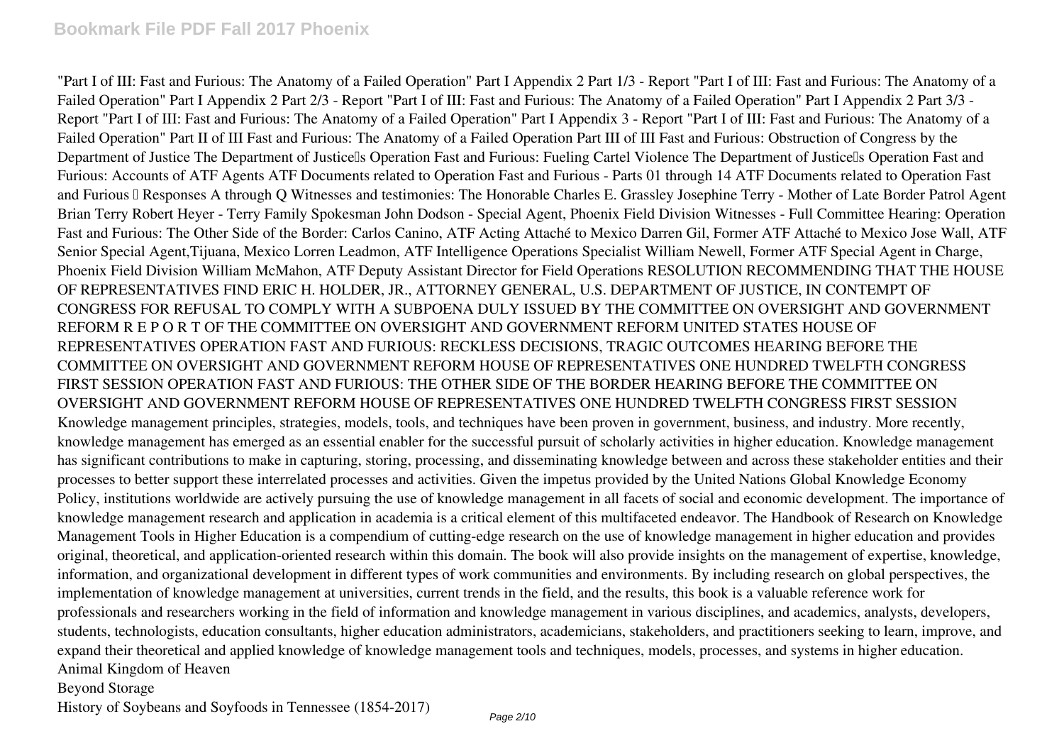"Part I of III: Fast and Furious: The Anatomy of a Failed Operation" Part I Appendix 2 Part 1/3 - Report "Part I of III: Fast and Furious: The Anatomy of a Failed Operation" Part I Appendix 2 Part 2/3 - Report "Part I of III: Fast and Furious: The Anatomy of a Failed Operation" Part I Appendix 2 Part 3/3 - Report "Part I of III: Fast and Furious: The Anatomy of a Failed Operation" Part I Appendix 3 - Report "Part I of III: Fast and Furious: The Anatomy of a Failed Operation" Part II of III Fast and Furious: The Anatomy of a Failed Operation Part III of III Fast and Furious: Obstruction of Congress by the Department of Justice The Department of Justice's Operation Fast and Furious: Fueling Cartel Violence The Department of Justice's Operation Fast and Furious: Accounts of ATF Agents ATF Documents related to Operation Fast and Furious - Parts 01 through 14 ATF Documents related to Operation Fast and Furious – Responses A through Q Witnesses and testimonies: The Honorable Charles E. Grassley Josephine Terry - Mother of Late Border Patrol Agent Brian Terry Robert Heyer - Terry Family Spokesman John Dodson - Special Agent, Phoenix Field Division Witnesses - Full Committee Hearing: Operation Fast and Furious: The Other Side of the Border: Carlos Canino, ATF Acting Attaché to Mexico Darren Gil, Former ATF Attaché to Mexico Jose Wall, ATF Senior Special Agent,Tijuana, Mexico Lorren Leadmon, ATF Intelligence Operations Specialist William Newell, Former ATF Special Agent in Charge, Phoenix Field Division William McMahon, ATF Deputy Assistant Director for Field Operations RESOLUTION RECOMMENDING THAT THE HOUSE OF REPRESENTATIVES FIND ERIC H. HOLDER, JR., ATTORNEY GENERAL, U.S. DEPARTMENT OF JUSTICE, IN CONTEMPT OF CONGRESS FOR REFUSAL TO COMPLY WITH A SUBPOENA DULY ISSUED BY THE COMMITTEE ON OVERSIGHT AND GOVERNMENT REFORM R E P O R T OF THE COMMITTEE ON OVERSIGHT AND GOVERNMENT REFORM UNITED STATES HOUSE OF REPRESENTATIVES OPERATION FAST AND FURIOUS: RECKLESS DECISIONS, TRAGIC OUTCOMES HEARING BEFORE THE COMMITTEE ON OVERSIGHT AND GOVERNMENT REFORM HOUSE OF REPRESENTATIVES ONE HUNDRED TWELFTH CONGRESS FIRST SESSION OPERATION FAST AND FURIOUS: THE OTHER SIDE OF THE BORDER HEARING BEFORE THE COMMITTEE ON OVERSIGHT AND GOVERNMENT REFORM HOUSE OF REPRESENTATIVES ONE HUNDRED TWELFTH CONGRESS FIRST SESSION

Knowledge management principles, strategies, models, tools, and techniques have been proven in government, business, and industry. More recently, knowledge management has emerged as an essential enabler for the successful pursuit of scholarly activities in higher education. Knowledge management has significant contributions to make in capturing, storing, processing, and disseminating knowledge between and across these stakeholder entities and their processes to better support these interrelated processes and activities. Given the impetus provided by the United Nations Global Knowledge Economy Policy, institutions worldwide are actively pursuing the use of knowledge management in all facets of social and economic development. The importance of knowledge management research and application in academia is a critical element of this multifaceted endeavor. The Handbook of Research on Knowledge Management Tools in Higher Education is a compendium of cutting-edge research on the use of knowledge management in higher education and provides original, theoretical, and application-oriented research within this domain. The book will also provide insights on the management of expertise, knowledge, information, and organizational development in different types of work communities and environments. By including research on global perspectives, the implementation of knowledge management at universities, current trends in the field, and the results, this book is a valuable reference work for professionals and researchers working in the field of information and knowledge management in various disciplines, and academics, analysts, developers, students, technologists, education consultants, higher education administrators, academicians, stakeholders, and practitioners seeking to learn, improve, and expand their theoretical and applied knowledge of knowledge management tools and techniques, models, processes, and systems in higher education.

Animal Kingdom of Heaven

Beyond Storage

History of Soybeans and Soyfoods in Tennessee (1854-2017)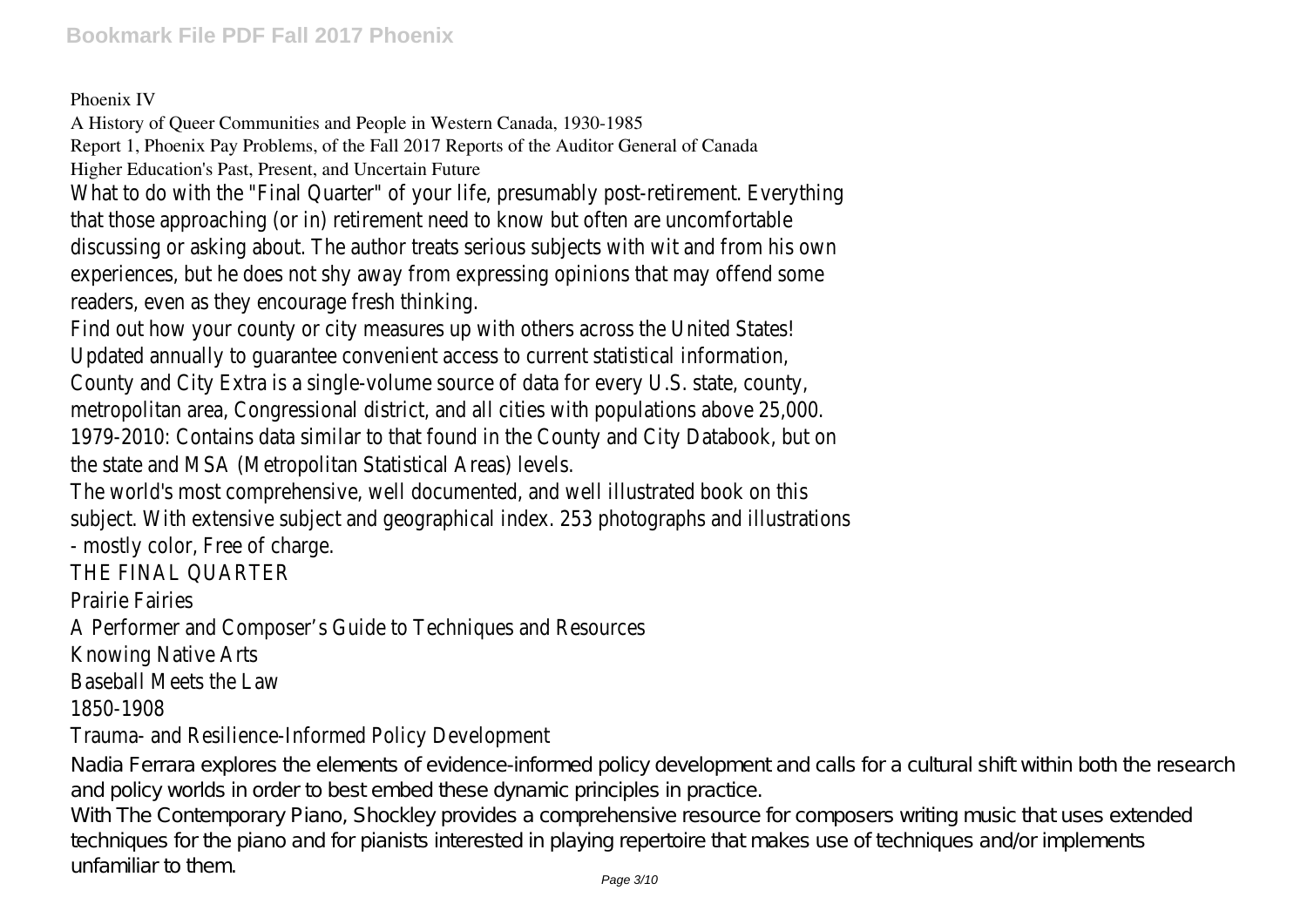Phoenix IV
A History of Queer Communities and People in Western Canada, 1930-1985
Report 1, Phoenix Pay Problems, of the Fall 2017 Reports of the Auditor General of Canada
Higher Education's Past, Present, and Uncertain Future

What to do with the "Final Quarter" of your life, presumably post-retirement. Everything that those approaching (or in) retirement need to know but often are uncomfortable discussing or asking about. The author treats serious subjects with wit and from his own experiences, but he does not shy away from expressing opinions that may offend some readers, even as they encourage fresh thinking.

Find out how your county or city measures up with others across the United States! Updated annually to guarantee convenient access to current statistical information, County and City Extra is a single-volume source of data for every U.S. state, county, metropolitan area, Congressional district, and all cities with populations above 25,000.

1979-2010: Contains data similar to that found in the County and City Databook, but on the state and MSA (Metropolitan Statistical Areas) levels.

The world's most comprehensive, well documented, and well illustrated book on this subject. With extensive subject and geographical index. 253 photographs and illustrations - mostly color, Free of charge.

THE FINAL QUARTER
Prairie Fairies
A Performer and Composer's Guide to Techniques and Resources
Knowing Native Arts
Baseball Meets the Law
1850-1908
Trauma- and Resilience-Informed Policy Development

Nadia Ferrara explores the elements of evidence-informed policy development and calls for a cultural shift within both the research and policy worlds in order to best embed these dynamic principles in practice.

With The Contemporary Piano, Shockley provides a comprehensive resource for composers writing music that uses extended techniques for the piano and for pianists interested in playing repertoire that makes use of techniques and/or implements unfamiliar to them.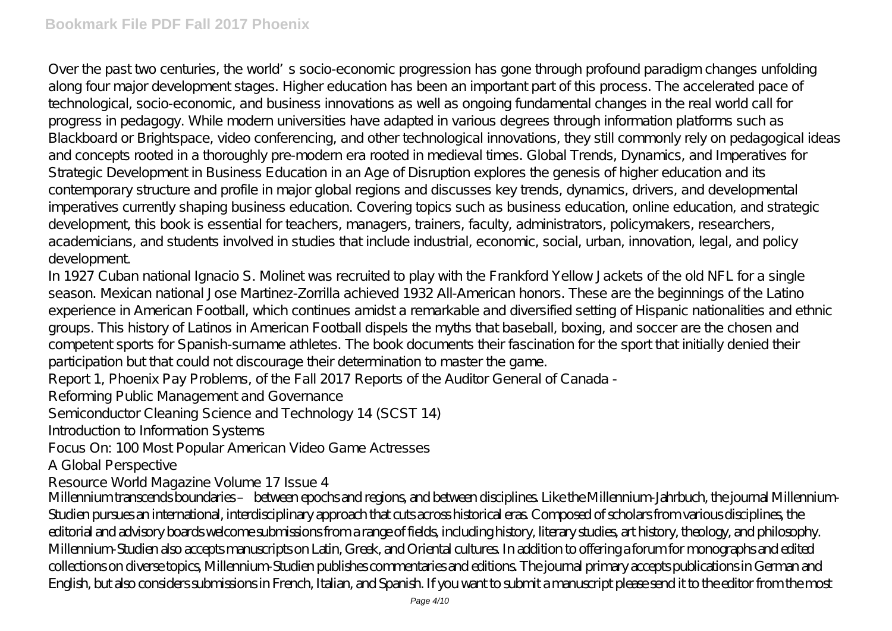Over the past two centuries, the world's socio-economic progression has gone through profound paradigm changes unfolding along four major development stages. Higher education has been an important part of this process. The accelerated pace of technological, socio-economic, and business innovations as well as ongoing fundamental changes in the real world call for progress in pedagogy. While modern universities have adapted in various degrees through information platforms such as Blackboard or Brightspace, video conferencing, and other technological innovations, they still commonly rely on pedagogical ideas and concepts rooted in a thoroughly pre-modern era rooted in medieval times. Global Trends, Dynamics, and Imperatives for Strategic Development in Business Education in an Age of Disruption explores the genesis of higher education and its contemporary structure and profile in major global regions and discusses key trends, dynamics, drivers, and developmental imperatives currently shaping business education. Covering topics such as business education, online education, and strategic development, this book is essential for teachers, managers, trainers, faculty, administrators, policymakers, researchers, academicians, and students involved in studies that include industrial, economic, social, urban, innovation, legal, and policy development.

In 1927 Cuban national Ignacio S. Molinet was recruited to play with the Frankford Yellow Jackets of the old NFL for a single season. Mexican national Jose Martinez-Zorrilla achieved 1932 All-American honors. These are the beginnings of the Latino experience in American Football, which continues amidst a remarkable and diversified setting of Hispanic nationalities and ethnic groups. This history of Latinos in American Football dispels the myths that baseball, boxing, and soccer are the chosen and competent sports for Spanish-surname athletes. The book documents their fascination for the sport that initially denied their participation but that could not discourage their determination to master the game.

Report 1, Phoenix Pay Problems, of the Fall 2017 Reports of the Auditor General of Canada -

Reforming Public Management and Governance

Semiconductor Cleaning Science and Technology 14 (SCST 14)

Introduction to Information Systems

Focus On: 100 Most Popular American Video Game Actresses

A Global Perspective

Resource World Magazine Volume 17 Issue 4

Millennium transcends boundaries – between epochs and regions, and between disciplines. Like the Millennium-Jahrbuch, the journal Millennium-Studien pursues an international, interdisciplinary approach that cuts across historical eras. Composed of scholars from various disciplines, the editorial and advisory boards welcome submissions from a range of fields, including history, literary studies, art history, theology, and philosophy. Millennium-Studien also accepts manuscripts on Latin, Greek, and Oriental cultures. In addition to offering a forum for monographs and edited collections on diverse topics, Millennium-Studien publishes commentaries and editions. The journal primary accepts publications in German and English, but also considers submissions in French, Italian, and Spanish. If you want to submit a manuscript please send it to the editor from the most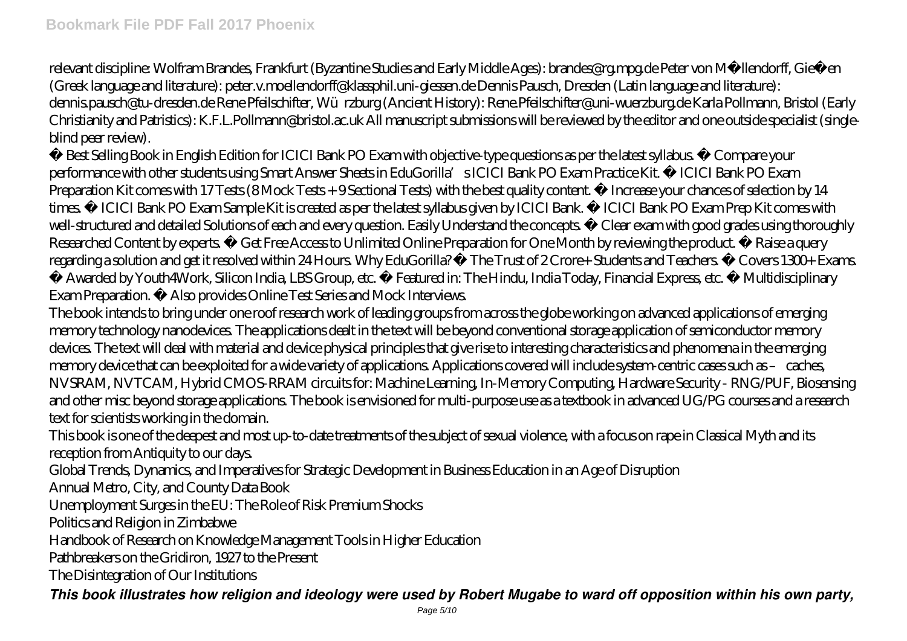relevant discipline: Wolfram Brandes, Frankfurt (Byzantine Studies and Early Middle Ages): brandes@rg.mpg.de Peter von Möllendorff, Gießen (Greek language and literature): peter.v.moellendorff@klassphil.uni-giessen.de Dennis Pausch, Dresden (Latin language and literature): dennis.pausch@tu-dresden.de Rene Pfeilschifter, Würzburg (Ancient History): Rene.Pfeilschifter@uni-wuerzburg.de Karla Pollmann, Bristol (Early Christianity and Patristics): K.F.L.Pollmann@bristol.ac.uk All manuscript submissions will be reviewed by the editor and one outside specialist (single-blind peer review).

• Best Selling Book in English Edition for ICICI Bank PO Exam with objective-type questions as per the latest syllabus. • Compare your performance with other students using Smart Answer Sheets in EduGorilla's ICICI Bank PO Exam Practice Kit. • ICICI Bank PO Exam Preparation Kit comes with 17 Tests (8 Mock Tests + 9 Sectional Tests) with the best quality content. • Increase your chances of selection by 14 times. • ICICI Bank PO Exam Sample Kit is created as per the latest syllabus given by ICICI Bank. • ICICI Bank PO Exam Prep Kit comes with well-structured and detailed Solutions of each and every question. Easily Understand the concepts. • Clear exam with good grades using thoroughly Researched Content by experts. • Get Free Access to Unlimited Online Preparation for One Month by reviewing the product. • Raise a query regarding a solution and get it resolved within 24 Hours. Why EduGorilla? • The Trust of 2 Crore+ Students and Teachers. • Covers 1300+ Exams. • Awarded by Youth4Work, Silicon India, LBS Group, etc. • Featured in: The Hindu, India Today, Financial Express, etc. • Multidisciplinary Exam Preparation. • Also provides Online Test Series and Mock Interviews.

The book intends to bring under one roof research work of leading groups from across the globe working on advanced applications of emerging memory technology nanodevices. The applications dealt in the text will be beyond conventional storage application of semiconductor memory devices. The text will deal with material and device physical principles that give rise to interesting characteristics and phenomena in the emerging memory device that can be exploited for a wide variety of applications. Applications covered will include system-centric cases such as – caches, NVSRAM, NVTCAM, Hybrid CMOS-RRAM circuits for: Machine Learning, In-Memory Computing, Hardware Security - RNG/PUF, Biosensing and other misc beyond storage applications. The book is envisioned for multi-purpose use as a textbook in advanced UG/PG courses and a research text for scientists working in the domain.

This book is one of the deepest and most up-to-date treatments of the subject of sexual violence, with a focus on rape in Classical Myth and its reception from Antiquity to our days.

Global Trends, Dynamics, and Imperatives for Strategic Development in Business Education in an Age of Disruption

Annual Metro, City, and County Data Book

Unemployment Surges in the EU: The Role of Risk Premium Shocks

Politics and Religion in Zimbabwe

Handbook of Research on Knowledge Management Tools in Higher Education

Pathbreakers on the Gridiron, 1927 to the Present

The Disintegration of Our Institutions

***This book illustrates how religion and ideology were used by Robert Mugabe to ward off opposition within his own party,***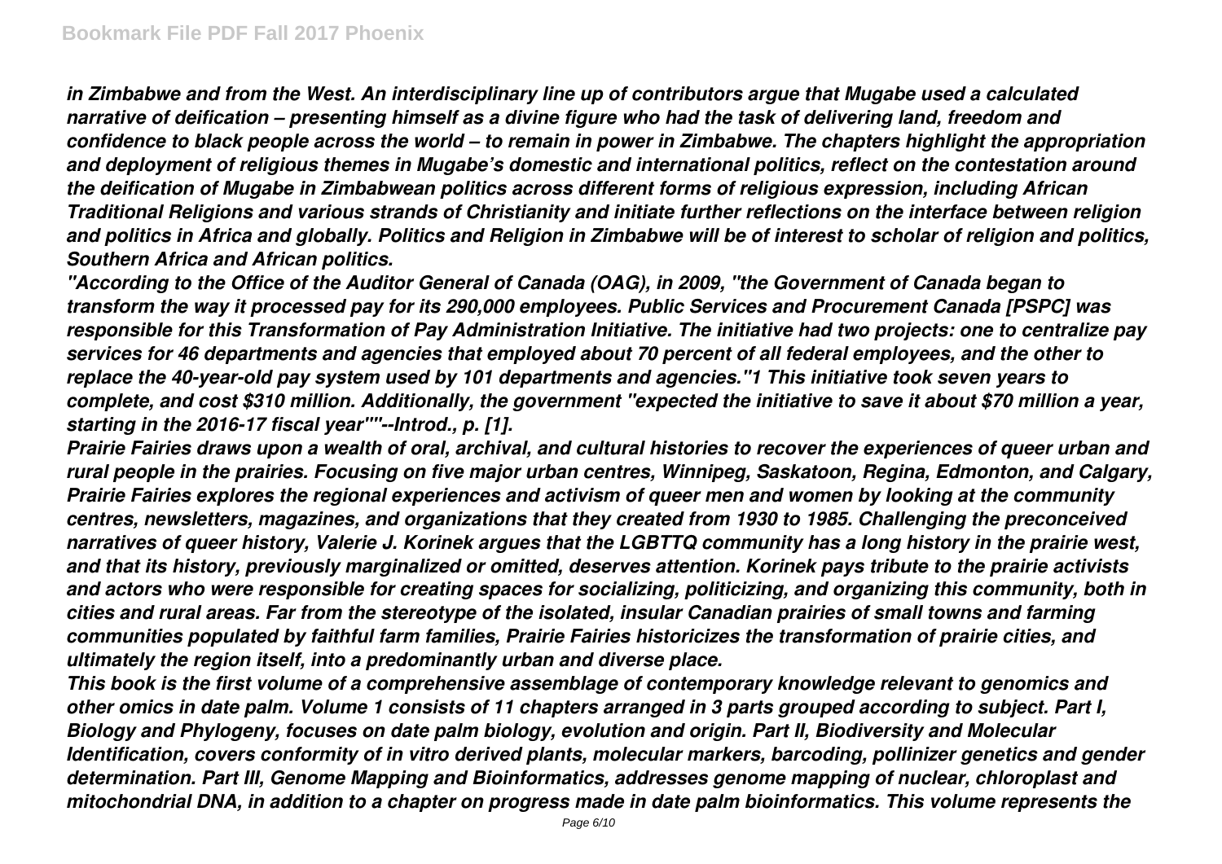*in Zimbabwe and from the West. An interdisciplinary line up of contributors argue that Mugabe used a calculated narrative of deification – presenting himself as a divine figure who had the task of delivering land, freedom and confidence to black people across the world – to remain in power in Zimbabwe. The chapters highlight the appropriation and deployment of religious themes in Mugabe's domestic and international politics, reflect on the contestation around the deification of Mugabe in Zimbabwean politics across different forms of religious expression, including African Traditional Religions and various strands of Christianity and initiate further reflections on the interface between religion and politics in Africa and globally. Politics and Religion in Zimbabwe will be of interest to scholar of religion and politics, Southern Africa and African politics.*

*"According to the Office of the Auditor General of Canada (OAG), in 2009, "the Government of Canada began to transform the way it processed pay for its 290,000 employees. Public Services and Procurement Canada [PSPC] was responsible for this Transformation of Pay Administration Initiative. The initiative had two projects: one to centralize pay services for 46 departments and agencies that employed about 70 percent of all federal employees, and the other to replace the 40-year-old pay system used by 101 departments and agencies."1 This initiative took seven years to complete, and cost $310 million. Additionally, the government "expected the initiative to save it about $70 million a year, starting in the 2016-17 fiscal year""--Introd., p. [1].*

*Prairie Fairies draws upon a wealth of oral, archival, and cultural histories to recover the experiences of queer urban and rural people in the prairies. Focusing on five major urban centres, Winnipeg, Saskatoon, Regina, Edmonton, and Calgary, Prairie Fairies explores the regional experiences and activism of queer men and women by looking at the community centres, newsletters, magazines, and organizations that they created from 1930 to 1985. Challenging the preconceived narratives of queer history, Valerie J. Korinek argues that the LGBTTQ community has a long history in the prairie west, and that its history, previously marginalized or omitted, deserves attention. Korinek pays tribute to the prairie activists and actors who were responsible for creating spaces for socializing, politicizing, and organizing this community, both in cities and rural areas. Far from the stereotype of the isolated, insular Canadian prairies of small towns and farming communities populated by faithful farm families, Prairie Fairies historicizes the transformation of prairie cities, and ultimately the region itself, into a predominantly urban and diverse place.*

*This book is the first volume of a comprehensive assemblage of contemporary knowledge relevant to genomics and other omics in date palm. Volume 1 consists of 11 chapters arranged in 3 parts grouped according to subject. Part I, Biology and Phylogeny, focuses on date palm biology, evolution and origin. Part II, Biodiversity and Molecular Identification, covers conformity of in vitro derived plants, molecular markers, barcoding, pollinizer genetics and gender determination. Part III, Genome Mapping and Bioinformatics, addresses genome mapping of nuclear, chloroplast and mitochondrial DNA, in addition to a chapter on progress made in date palm bioinformatics. This volume represents the*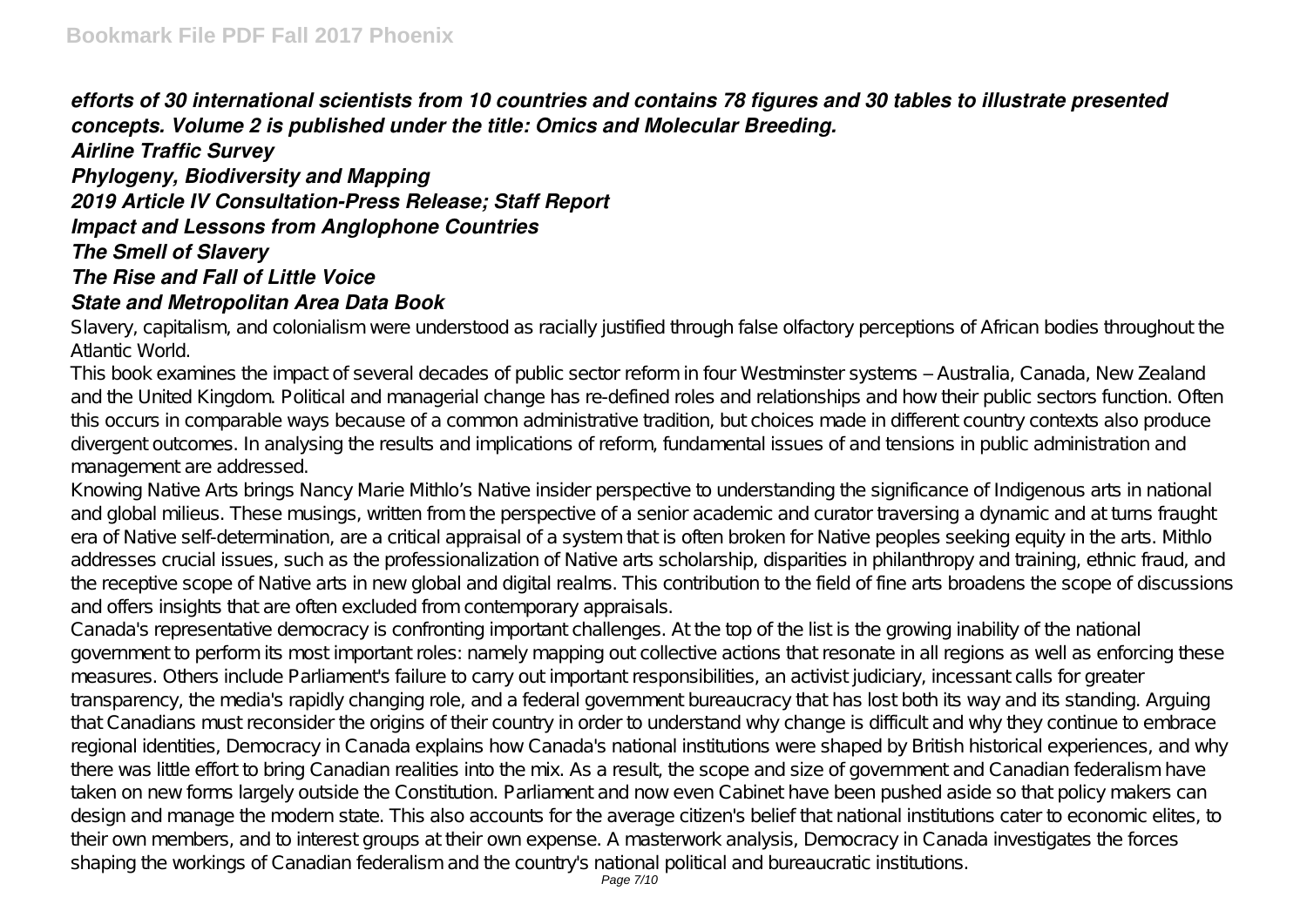***efforts of 30 international scientists from 10 countries and contains 78 figures and 30 tables to illustrate presented concepts. Volume 2 is published under the title: Omics and Molecular Breeding.***

***Airline Traffic Survey***

***Phylogeny, Biodiversity and Mapping***

***2019 Article IV Consultation-Press Release; Staff Report***

***Impact and Lessons from Anglophone Countries***

***The Smell of Slavery***

***The Rise and Fall of Little Voice***

***State and Metropolitan Area Data Book***

Slavery, capitalism, and colonialism were understood as racially justified through false olfactory perceptions of African bodies throughout the Atlantic World.

This book examines the impact of several decades of public sector reform in four Westminster systems – Australia, Canada, New Zealand and the United Kingdom. Political and managerial change has re-defined roles and relationships and how their public sectors function. Often this occurs in comparable ways because of a common administrative tradition, but choices made in different country contexts also produce divergent outcomes. In analysing the results and implications of reform, fundamental issues of and tensions in public administration and management are addressed.

Knowing Native Arts brings Nancy Marie Mithlo's Native insider perspective to understanding the significance of Indigenous arts in national and global milieus. These musings, written from the perspective of a senior academic and curator traversing a dynamic and at turns fraught era of Native self-determination, are a critical appraisal of a system that is often broken for Native peoples seeking equity in the arts. Mithlo addresses crucial issues, such as the professionalization of Native arts scholarship, disparities in philanthropy and training, ethnic fraud, and the receptive scope of Native arts in new global and digital realms. This contribution to the field of fine arts broadens the scope of discussions and offers insights that are often excluded from contemporary appraisals.

Canada's representative democracy is confronting important challenges. At the top of the list is the growing inability of the national government to perform its most important roles: namely mapping out collective actions that resonate in all regions as well as enforcing these measures. Others include Parliament's failure to carry out important responsibilities, an activist judiciary, incessant calls for greater transparency, the media's rapidly changing role, and a federal government bureaucracy that has lost both its way and its standing. Arguing that Canadians must reconsider the origins of their country in order to understand why change is difficult and why they continue to embrace regional identities, Democracy in Canada explains how Canada's national institutions were shaped by British historical experiences, and why there was little effort to bring Canadian realities into the mix. As a result, the scope and size of government and Canadian federalism have taken on new forms largely outside the Constitution. Parliament and now even Cabinet have been pushed aside so that policy makers can design and manage the modern state. This also accounts for the average citizen's belief that national institutions cater to economic elites, to their own members, and to interest groups at their own expense. A masterwork analysis, Democracy in Canada investigates the forces shaping the workings of Canadian federalism and the country's national political and bureaucratic institutions.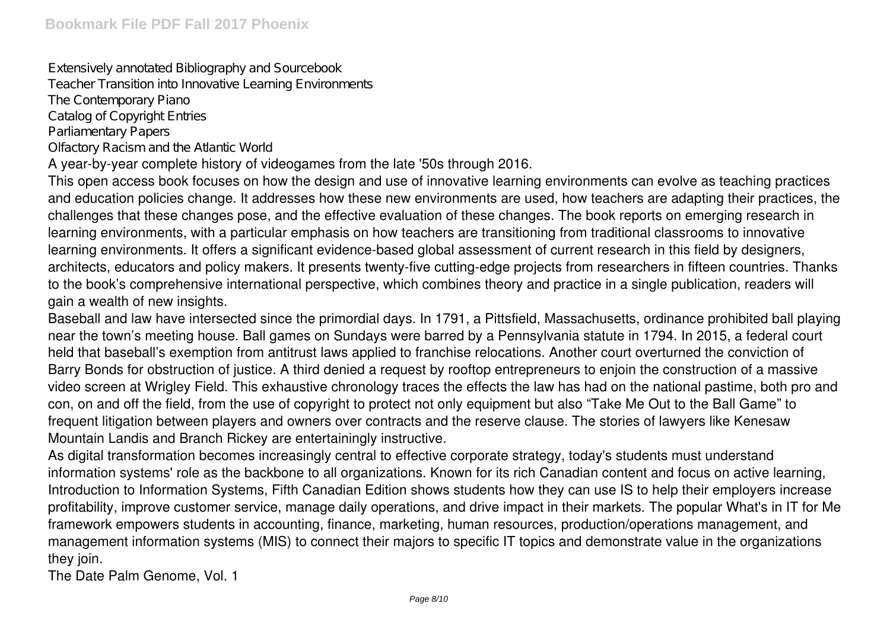Extensively annotated Bibliography and Sourcebook
Teacher Transition into Innovative Learning Environments
The Contemporary Piano
Catalog of Copyright Entries
Parliamentary Papers
Olfactory Racism and the Atlantic World

A year-by-year complete history of videogames from the late '50s through 2016.

This open access book focuses on how the design and use of innovative learning environments can evolve as teaching practices and education policies change. It addresses how these new environments are used, how teachers are adapting their practices, the challenges that these changes pose, and the effective evaluation of these changes. The book reports on emerging research in learning environments, with a particular emphasis on how teachers are transitioning from traditional classrooms to innovative learning environments. It offers a significant evidence-based global assessment of current research in this field by designers, architects, educators and policy makers. It presents twenty-five cutting-edge projects from researchers in fifteen countries. Thanks to the book's comprehensive international perspective, which combines theory and practice in a single publication, readers will gain a wealth of new insights.

Baseball and law have intersected since the primordial days. In 1791, a Pittsfield, Massachusetts, ordinance prohibited ball playing near the town's meeting house. Ball games on Sundays were barred by a Pennsylvania statute in 1794. In 2015, a federal court held that baseball's exemption from antitrust laws applied to franchise relocations. Another court overturned the conviction of Barry Bonds for obstruction of justice. A third denied a request by rooftop entrepreneurs to enjoin the construction of a massive video screen at Wrigley Field. This exhaustive chronology traces the effects the law has had on the national pastime, both pro and con, on and off the field, from the use of copyright to protect not only equipment but also "Take Me Out to the Ball Game" to frequent litigation between players and owners over contracts and the reserve clause. The stories of lawyers like Kenesaw Mountain Landis and Branch Rickey are entertainingly instructive.

As digital transformation becomes increasingly central to effective corporate strategy, today's students must understand information systems' role as the backbone to all organizations. Known for its rich Canadian content and focus on active learning, Introduction to Information Systems, Fifth Canadian Edition shows students how they can use IS to help their employers increase profitability, improve customer service, manage daily operations, and drive impact in their markets. The popular What's in IT for Me framework empowers students in accounting, finance, marketing, human resources, production/operations management, and management information systems (MIS) to connect their majors to specific IT topics and demonstrate value in the organizations they join.

The Date Palm Genome, Vol. 1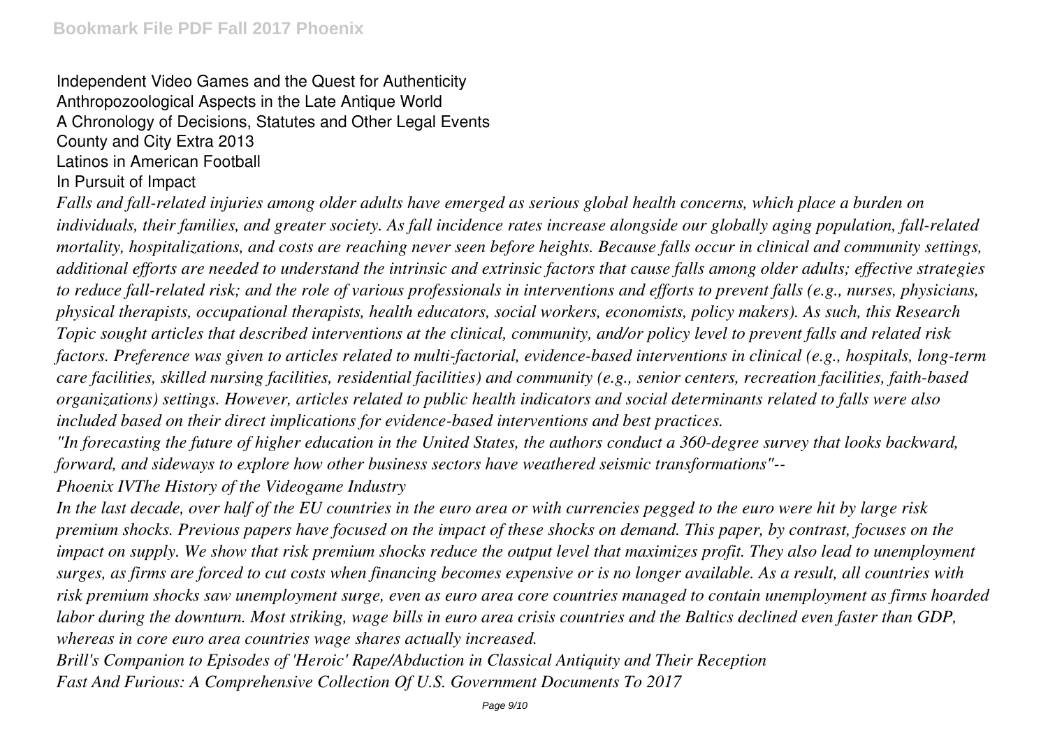Independent Video Games and the Quest for Authenticity
Anthropozoological Aspects in the Late Antique World
A Chronology of Decisions, Statutes and Other Legal Events
County and City Extra 2013
Latinos in American Football
In Pursuit of Impact

*Falls and fall-related injuries among older adults have emerged as serious global health concerns, which place a burden on individuals, their families, and greater society. As fall incidence rates increase alongside our globally aging population, fall-related mortality, hospitalizations, and costs are reaching never seen before heights. Because falls occur in clinical and community settings, additional efforts are needed to understand the intrinsic and extrinsic factors that cause falls among older adults; effective strategies to reduce fall-related risk; and the role of various professionals in interventions and efforts to prevent falls (e.g., nurses, physicians, physical therapists, occupational therapists, health educators, social workers, economists, policy makers). As such, this Research Topic sought articles that described interventions at the clinical, community, and/or policy level to prevent falls and related risk factors. Preference was given to articles related to multi-factorial, evidence-based interventions in clinical (e.g., hospitals, long-term care facilities, skilled nursing facilities, residential facilities) and community (e.g., senior centers, recreation facilities, faith-based organizations) settings. However, articles related to public health indicators and social determinants related to falls were also included based on their direct implications for evidence-based interventions and best practices.*

*"In forecasting the future of higher education in the United States, the authors conduct a 360-degree survey that looks backward, forward, and sideways to explore how other business sectors have weathered seismic transformations"--*

*Phoenix IVThe History of the Videogame Industry*

*In the last decade, over half of the EU countries in the euro area or with currencies pegged to the euro were hit by large risk premium shocks. Previous papers have focused on the impact of these shocks on demand. This paper, by contrast, focuses on the impact on supply. We show that risk premium shocks reduce the output level that maximizes profit. They also lead to unemployment surges, as firms are forced to cut costs when financing becomes expensive or is no longer available. As a result, all countries with risk premium shocks saw unemployment surge, even as euro area core countries managed to contain unemployment as firms hoarded labor during the downturn. Most striking, wage bills in euro area crisis countries and the Baltics declined even faster than GDP, whereas in core euro area countries wage shares actually increased.*

*Brill's Companion to Episodes of 'Heroic' Rape/Abduction in Classical Antiquity and Their Reception*

*Fast And Furious: A Comprehensive Collection Of U.S. Government Documents To 2017*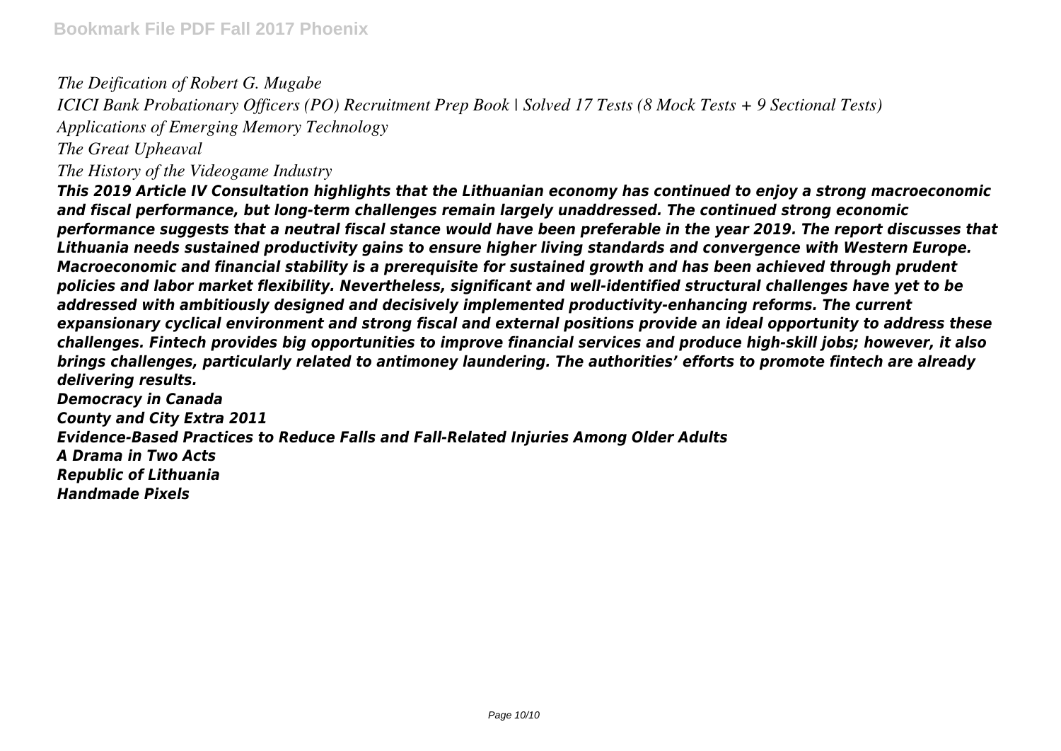*The Deification of Robert G. Mugabe*
*ICICI Bank Probationary Officers (PO) Recruitment Prep Book | Solved 17 Tests (8 Mock Tests + 9 Sectional Tests)*
*Applications of Emerging Memory Technology*
*The Great Upheaval*
*The History of the Videogame Industry*

***This 2019 Article IV Consultation highlights that the Lithuanian economy has continued to enjoy a strong macroeconomic and fiscal performance, but long-term challenges remain largely unaddressed. The continued strong economic performance suggests that a neutral fiscal stance would have been preferable in the year 2019. The report discusses that Lithuania needs sustained productivity gains to ensure higher living standards and convergence with Western Europe. Macroeconomic and financial stability is a prerequisite for sustained growth and has been achieved through prudent policies and labor market flexibility. Nevertheless, significant and well-identified structural challenges have yet to be addressed with ambitiously designed and decisively implemented productivity-enhancing reforms. The current expansionary cyclical environment and strong fiscal and external positions provide an ideal opportunity to address these challenges. Fintech provides big opportunities to improve financial services and produce high-skill jobs; however, it also brings challenges, particularly related to antimoney laundering. The authorities' efforts to promote fintech are already delivering results.***

***Democracy in Canada***
***County and City Extra 2011***
***Evidence-Based Practices to Reduce Falls and Fall-Related Injuries Among Older Adults***
***A Drama in Two Acts***
***Republic of Lithuania***
***Handmade Pixels***